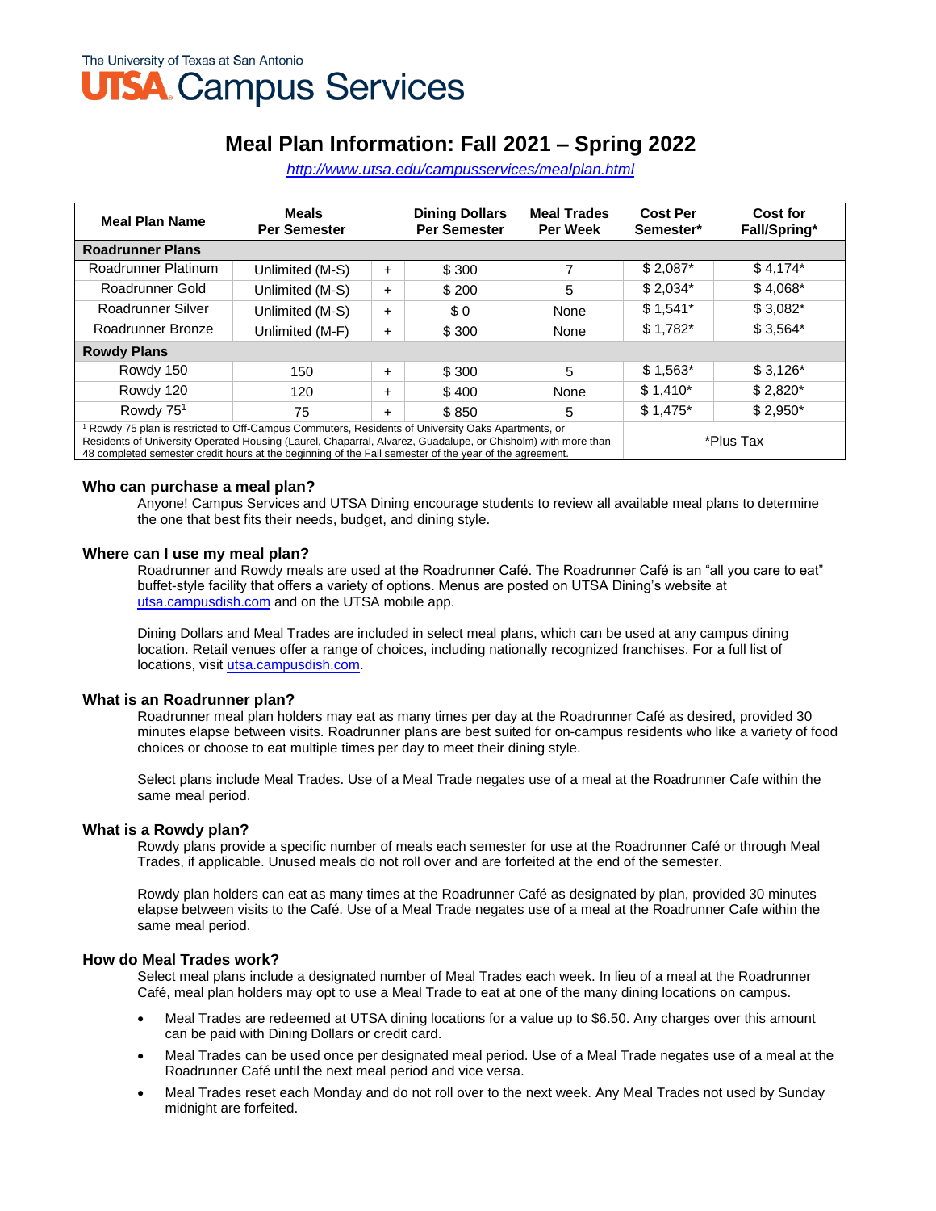The University of Texas at San Antonio
**UTSA Campus Services**

# Meal Plan Information: Fall 2021 – Spring 2022

http://www.utsa.edu/campusservices/mealplan.html

| Meal Plan Name | Meals Per Semester | | Dining Dollars Per Semester | Meal Trades Per Week | Cost Per Semester* | Cost for Fall/Spring* |
|---|---|---|---|---|---|---|
| **Roadrunner Plans** | | | | | | |
| Roadrunner Platinum | Unlimited (M-S) | + | $ 300 | 7 | $ 2,087* | $ 4,174* |
| Roadrunner Gold | Unlimited (M-S) | + | $ 200 | 5 | $ 2,034* | $ 4,068* |
| Roadrunner Silver | Unlimited (M-S) | + | $ 0 | None | $ 1,541* | $ 3,082* |
| Roadrunner Bronze | Unlimited (M-F) | + | $ 300 | None | $ 1,782* | $ 3,564* |
| **Rowdy Plans** | | | | | | |
| Rowdy 150 | 150 | + | $ 300 | 5 | $ 1,563* | $ 3,126* |
| Rowdy 120 | 120 | + | $ 400 | None | $ 1,410* | $ 2,820* |
| Rowdy 75[1] | 75 | + | $ 850 | 5 | $ 1,475* | $ 2,950* |
| [1] Rowdy 75 plan is restricted to Off-Campus Commuters, Residents of University Oaks Apartments, or Residents of University Operated Housing (Laurel, Chaparral, Alvarez, Guadalupe, or Chisholm) with more than 48 completed semester credit hours at the beginning of the Fall semester of the year of the agreement. | | | | | *Plus Tax | |

### Who can purchase a meal plan?

Anyone! Campus Services and UTSA Dining encourage students to review all available meal plans to determine the one that best fits their needs, budget, and dining style.

### Where can I use my meal plan?

Roadrunner and Rowdy meals are used at the Roadrunner Café. The Roadrunner Café is an "all you care to eat" buffet-style facility that offers a variety of options. Menus are posted on UTSA Dining's website at utsa.campusdish.com and on the UTSA mobile app.

Dining Dollars and Meal Trades are included in select meal plans, which can be used at any campus dining location. Retail venues offer a range of choices, including nationally recognized franchises. For a full list of locations, visit utsa.campusdish.com.

### What is an Roadrunner plan?

Roadrunner meal plan holders may eat as many times per day at the Roadrunner Café as desired, provided 30 minutes elapse between visits. Roadrunner plans are best suited for on-campus residents who like a variety of food choices or choose to eat multiple times per day to meet their dining style.

Select plans include Meal Trades. Use of a Meal Trade negates use of a meal at the Roadrunner Cafe within the same meal period.

### What is a Rowdy plan?

Rowdy plans provide a specific number of meals each semester for use at the Roadrunner Café or through Meal Trades, if applicable. Unused meals do not roll over and are forfeited at the end of the semester.

Rowdy plan holders can eat as many times at the Roadrunner Café as designated by plan, provided 30 minutes elapse between visits to the Café. Use of a Meal Trade negates use of a meal at the Roadrunner Cafe within the same meal period.

### How do Meal Trades work?

Select meal plans include a designated number of Meal Trades each week. In lieu of a meal at the Roadrunner Café, meal plan holders may opt to use a Meal Trade to eat at one of the many dining locations on campus.

- Meal Trades are redeemed at UTSA dining locations for a value up to $6.50. Any charges over this amount can be paid with Dining Dollars or credit card.
- Meal Trades can be used once per designated meal period. Use of a Meal Trade negates use of a meal at the Roadrunner Café until the next meal period and vice versa.
- Meal Trades reset each Monday and do not roll over to the next week. Any Meal Trades not used by Sunday midnight are forfeited.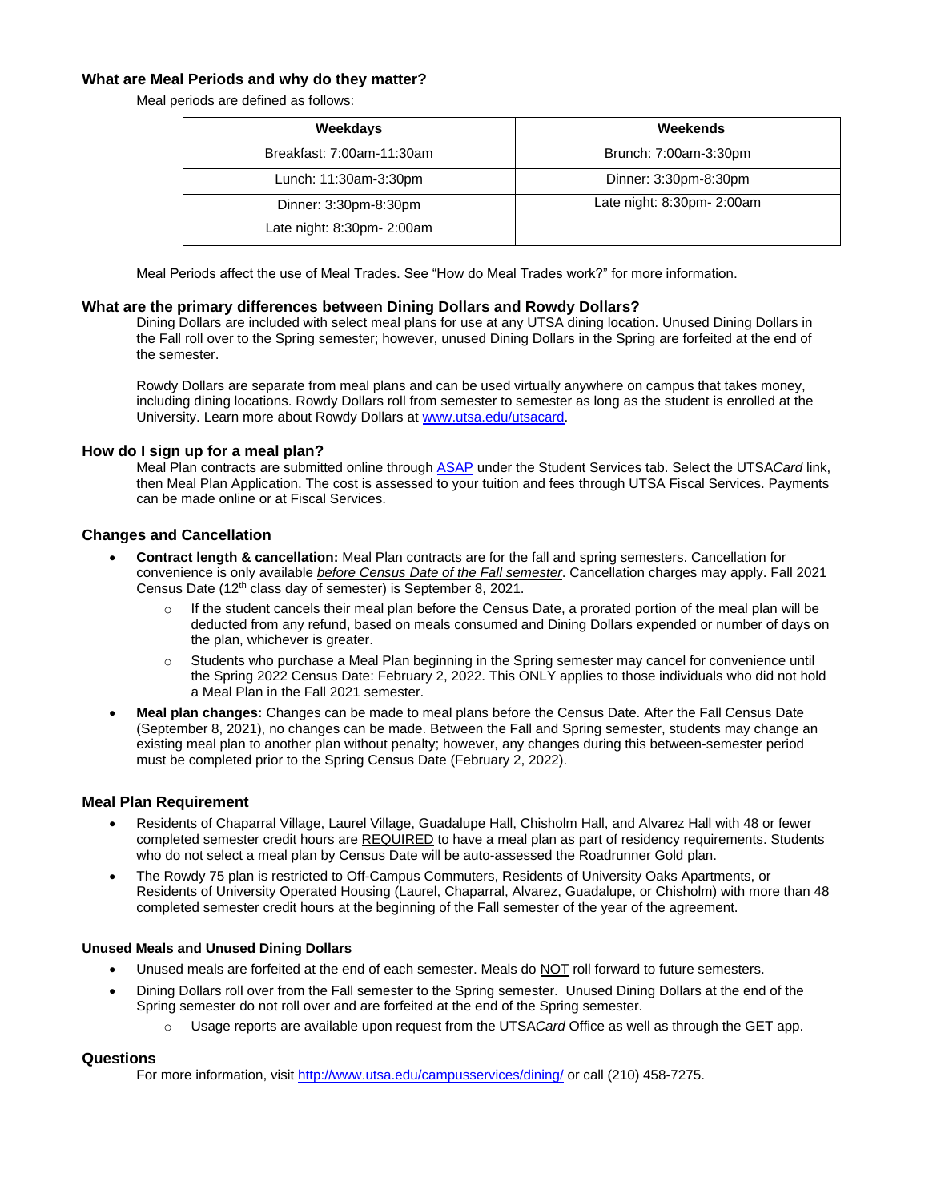### What are Meal Periods and why do they matter?

Meal periods are defined as follows:

| Weekdays | Weekends |
|---|---|
| Breakfast: 7:00am-11:30am | Brunch: 7:00am-3:30pm |
| Lunch: 11:30am-3:30pm | Dinner: 3:30pm-8:30pm |
| Dinner: 3:30pm-8:30pm | Late night: 8:30pm- 2:00am |
| Late night: 8:30pm- 2:00am | |

Meal Periods affect the use of Meal Trades. See "How do Meal Trades work?" for more information.

### What are the primary differences between Dining Dollars and Rowdy Dollars?

Dining Dollars are included with select meal plans for use at any UTSA dining location. Unused Dining Dollars in the Fall roll over to the Spring semester; however, unused Dining Dollars in the Spring are forfeited at the end of the semester.

Rowdy Dollars are separate from meal plans and can be used virtually anywhere on campus that takes money, including dining locations. Rowdy Dollars roll from semester to semester as long as the student is enrolled at the University. Learn more about Rowdy Dollars at www.utsa.edu/utsacard.

### How do I sign up for a meal plan?

Meal Plan contracts are submitted online through ASAP under the Student Services tab. Select the UTSA*Card* link, then Meal Plan Application. The cost is assessed to your tuition and fees through UTSA Fiscal Services. Payments can be made online or at Fiscal Services.

### Changes and Cancellation

- **Contract length & cancellation:** Meal Plan contracts are for the fall and spring semesters. Cancellation for convenience is only available ***before Census Date of the Fall semester***. Cancellation charges may apply. Fall 2021 Census Date (12th class day of semester) is September 8, 2021.
  - If the student cancels their meal plan before the Census Date, a prorated portion of the meal plan will be deducted from any refund, based on meals consumed and Dining Dollars expended or number of days on the plan, whichever is greater.
  - Students who purchase a Meal Plan beginning in the Spring semester may cancel for convenience until the Spring 2022 Census Date: February 2, 2022. This ONLY applies to those individuals who did not hold a Meal Plan in the Fall 2021 semester.
- **Meal plan changes:** Changes can be made to meal plans before the Census Date. After the Fall Census Date (September 8, 2021), no changes can be made. Between the Fall and Spring semester, students may change an existing meal plan to another plan without penalty; however, any changes during this between-semester period must be completed prior to the Spring Census Date (February 2, 2022).

### Meal Plan Requirement

- Residents of Chaparral Village, Laurel Village, Guadalupe Hall, Chisholm Hall, and Alvarez Hall with 48 or fewer completed semester credit hours are REQUIRED to have a meal plan as part of residency requirements. Students who do not select a meal plan by Census Date will be auto-assessed the Roadrunner Gold plan.
- The Rowdy 75 plan is restricted to Off-Campus Commuters, Residents of University Oaks Apartments, or Residents of University Operated Housing (Laurel, Chaparral, Alvarez, Guadalupe, or Chisholm) with more than 48 completed semester credit hours at the beginning of the Fall semester of the year of the agreement.

#### Unused Meals and Unused Dining Dollars

- Unused meals are forfeited at the end of each semester. Meals do NOT roll forward to future semesters.
- Dining Dollars roll over from the Fall semester to the Spring semester. Unused Dining Dollars at the end of the Spring semester do not roll over and are forfeited at the end of the Spring semester.
  - Usage reports are available upon request from the UTSA*Card* Office as well as through the GET app.

### Questions

For more information, visit http://www.utsa.edu/campusservices/dining/ or call (210) 458-7275.